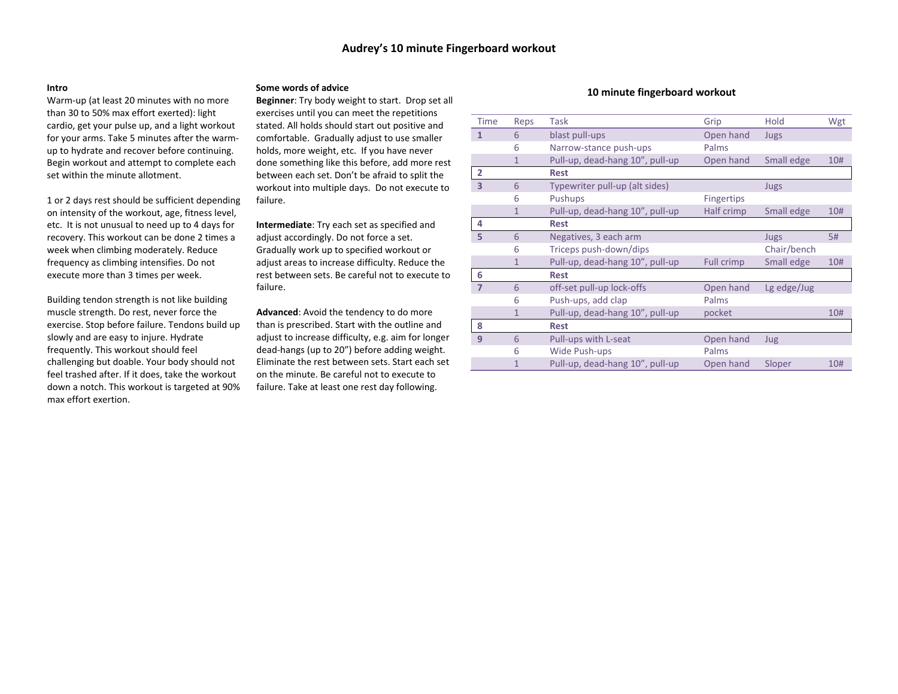# Audrey's 10 minute Fingerboard workout

### Intro

Warm-up (at least 20 minutes with no more than 30 to 50% max effort exerted): light cardio, get your pulse up, and a light workout for your arms. Take 5 minutes after the warm-up to hydrate and recover before continuing. Begin workout and attempt to complete each set within the minute allotment.

1 or 2 days rest should be sufficient depending on intensity of the workout, age, fitness level, etc. It is not unusual to need up to 4 days for recovery. This workout can be done 2 times a week when climbing moderately. Reduce frequency as climbing intensifies. Do not execute more than 3 times per week.

Building tendon strength is not like building muscle strength. Do rest, never force the exercise. Stop before failure. Tendons build up slowly and are easy to injure. Hydrate frequently. This workout should feel challenging but doable. Your body should not feel trashed after. If it does, take the workout down a notch. This workout is targeted at 90% max effort exertion.

### Some words of advice

**Beginner**: Try body weight to start. Drop set all exercises until you can meet the repetitions stated. All holds should start out positive and comfortable. Gradually adjust to use smaller holds, more weight, etc. If you have never done something like this before, add more rest between each set. Don't be afraid to split the workout into multiple days. Do not execute to failure.

**Intermediate**: Try each set as specified and adjust accordingly. Do not force a set. Gradually work up to specified workout or adjust areas to increase difficulty. Reduce the rest between sets. Be careful not to execute to failure.

**Advanced**: Avoid the tendency to do more than is prescribed. Start with the outline and adjust to increase difficulty, e.g. aim for longer dead-hangs (up to 20") before adding weight. Eliminate the rest between sets. Start each set on the minute. Be careful not to execute to failure. Take at least one rest day following.

### 10 minute fingerboard workout

| Time | Reps | Task | Grip | Hold | Wgt |
|---|---|---|---|---|---|
| **1** | 6 | blast pull-ups | Open hand | Jugs | |
| | 6 | Narrow-stance push-ups | Palms | | |
| | 1 | Pull-up, dead-hang 10", pull-up | Open hand | Small edge | 10# |
| **2** | | **Rest** | | | |
| **3** | 6 | Typewriter pull-up (alt sides) | | Jugs | |
| | 6 | Pushups | Fingertips | | |
| | 1 | Pull-up, dead-hang 10", pull-up | Half crimp | Small edge | 10# |
| **4** | | **Rest** | | | |
| **5** | 6 | Negatives, 3 each arm | | Jugs | 5# |
| | 6 | Triceps push-down/dips | | Chair/bench | |
| | 1 | Pull-up, dead-hang 10", pull-up | Full crimp | Small edge | 10# |
| **6** | | **Rest** | | | |
| **7** | 6 | off-set pull-up lock-offs | Open hand | Lg edge/Jug | |
| | 6 | Push-ups, add clap | Palms | | |
| | 1 | Pull-up, dead-hang 10", pull-up | pocket | | 10# |
| **8** | | **Rest** | | | |
| **9** | 6 | Pull-ups with L-seat | Open hand | Jug | |
| | 6 | Wide Push-ups | Palms | | |
| | 1 | Pull-up, dead-hang 10", pull-up | Open hand | Sloper | 10# |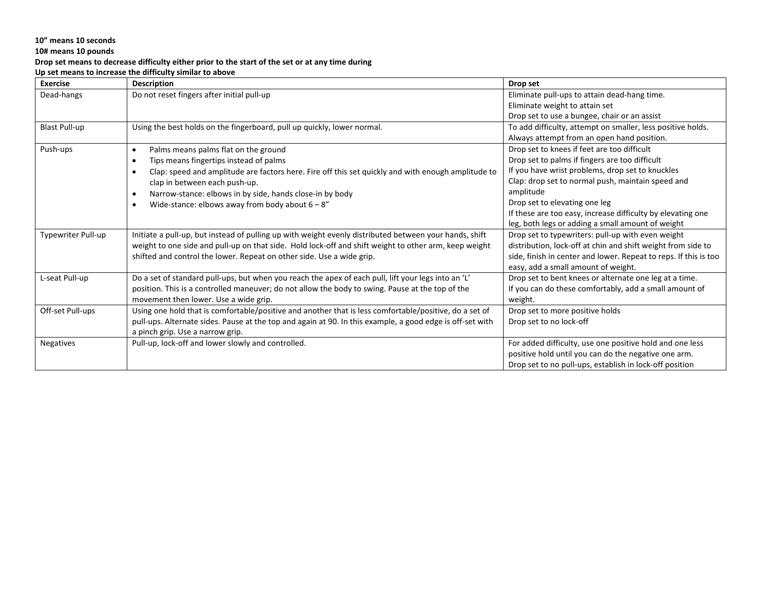**10" means 10 seconds**

**10# means 10 pounds**

**Drop set means to decrease difficulty either prior to the start of the set or at any time during**

**Up set means to increase the difficulty similar to above**

| Exercise | Description | Drop set |
|---|---|---|
| Dead-hangs | Do not reset fingers after initial pull-up | Eliminate pull-ups to attain dead-hang time.<br>Eliminate weight to attain set<br>Drop set to use a bungee, chair or an assist |
| Blast Pull-up | Using the best holds on the fingerboard, pull up quickly, lower normal. | To add difficulty, attempt on smaller, less positive holds. Always attempt from an open hand position. |
| Push-ups | • Palms means palms flat on the ground<br>• Tips means fingertips instead of palms<br>• Clap: speed and amplitude are factors here. Fire off this set quickly and with enough amplitude to clap in between each push-up.<br>• Narrow-stance: elbows in by side, hands close-in by body<br>• Wide-stance: elbows away from body about 6 – 8" | Drop set to knees if feet are too difficult<br>Drop set to palms if fingers are too difficult<br>If you have wrist problems, drop set to knuckles<br>Clap: drop set to normal push, maintain speed and amplitude<br>Drop set to elevating one leg<br>If these are too easy, increase difficulty by elevating one leg, both legs or adding a small amount of weight |
| Typewriter Pull-up | Initiate a pull-up, but instead of pulling up with weight evenly distributed between your hands, shift weight to one side and pull-up on that side. Hold lock-off and shift weight to other arm, keep weight shifted and control the lower. Repeat on other side. Use a wide grip. | Drop set to typewriters: pull-up with even weight distribution, lock-off at chin and shift weight from side to side, finish in center and lower. Repeat to reps. If this is too easy, add a small amount of weight. |
| L-seat Pull-up | Do a set of standard pull-ups, but when you reach the apex of each pull, lift your legs into an 'L' position. This is a controlled maneuver; do not allow the body to swing. Pause at the top of the movement then lower. Use a wide grip. | Drop set to bent knees or alternate one leg at a time.<br>If you can do these comfortably, add a small amount of weight. |
| Off-set Pull-ups | Using one hold that is comfortable/positive and another that is less comfortable/positive, do a set of pull-ups. Alternate sides. Pause at the top and again at 90. In this example, a good edge is off-set with a pinch grip. Use a narrow grip. | Drop set to more positive holds<br>Drop set to no lock-off |
| Negatives | Pull-up, lock-off and lower slowly and controlled. | For added difficulty, use one positive hold and one less positive hold until you can do the negative one arm.<br>Drop set to no pull-ups, establish in lock-off position |